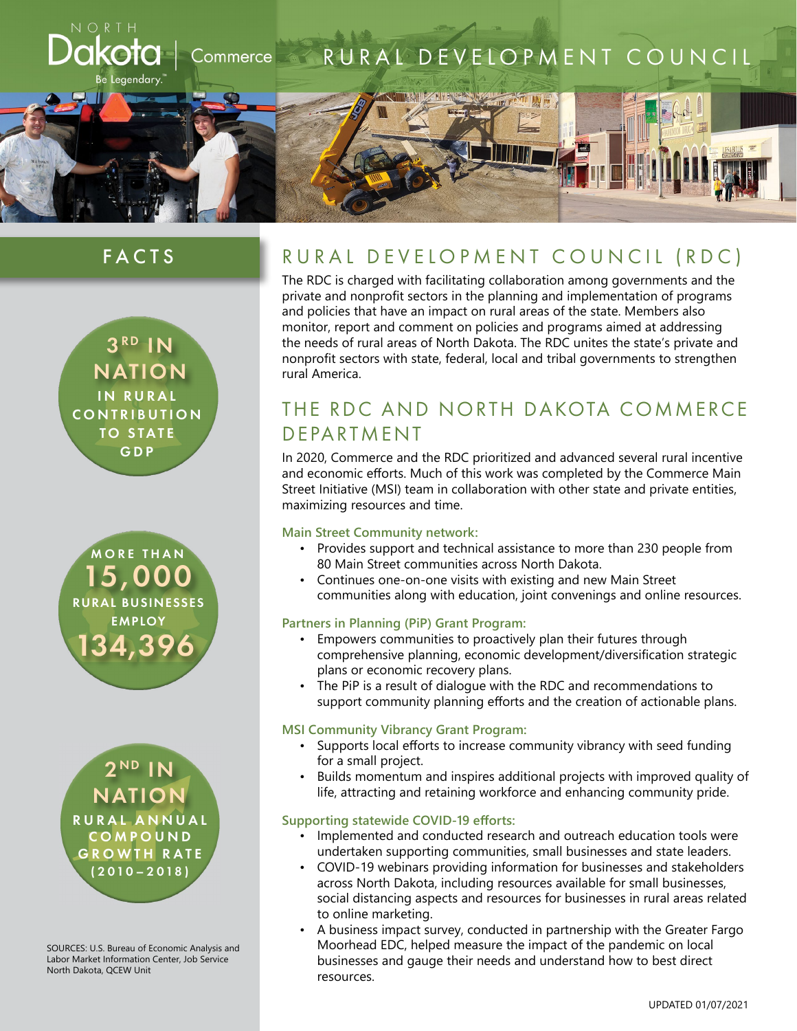NORTH Dakota | Commerce

Be Legendary.™

# RURAL DEVELOPMENT COUNCIL

## FACTS

**3RD IN NATION** IN RURAL CONTRIBUTION TO STATE GDP

MORE THAN **15,000** RURAL BUSINESSES EMPLOY **134,396**

**2ND IN NATION** RURAL ANNUAL COMPOUND GROWTH RATE (2010–2018)

SOURCES: U.S. Bureau of Economic Analysis and Labor Market Information Center, Job Service North Dakota, QCEW Unit

## RURAL DEVELOPMENT COUNCIL (RDC)

The RDC is charged with facilitating collaboration among governments and the private and nonprofit sectors in the planning and implementation of programs and policies that have an impact on rural areas of the state. Members also monitor, report and comment on policies and programs aimed at addressing the needs of rural areas of North Dakota. The RDC unites the state's private and nonprofit sectors with state, federal, local and tribal governments to strengthen rural America.

## THE RDC AND NORTH DAKOTA COMMERCE DEPARTMENT

In 2020, Commerce and the RDC prioritized and advanced several rural incentive and economic efforts. Much of this work was completed by the Commerce Main Street Initiative (MSI) team in collaboration with other state and private entities, maximizing resources and time.

### Main Street Community network:

- Provides support and technical assistance to more than 230 people from 80 Main Street communities across North Dakota.
- Continues one-on-one visits with existing and new Main Street communities along with education, joint convenings and online resources.

### Partners in Planning (PiP) Grant Program:

- Empowers communities to proactively plan their futures through comprehensive planning, economic development/diversification strategic plans or economic recovery plans.
- The PiP is a result of dialogue with the RDC and recommendations to support community planning efforts and the creation of actionable plans.

### MSI Community Vibrancy Grant Program:

- Supports local efforts to increase community vibrancy with seed funding for a small project.
- Builds momentum and inspires additional projects with improved quality of life, attracting and retaining workforce and enhancing community pride.

### Supporting statewide COVID-19 efforts:

- Implemented and conducted research and outreach education tools were undertaken supporting communities, small businesses and state leaders.
- COVID-19 webinars providing information for businesses and stakeholders across North Dakota, including resources available for small businesses, social distancing aspects and resources for businesses in rural areas related to online marketing.
- A business impact survey, conducted in partnership with the Greater Fargo Moorhead EDC, helped measure the impact of the pandemic on local businesses and gauge their needs and understand how to best direct resources.

UPDATED 01/07/2021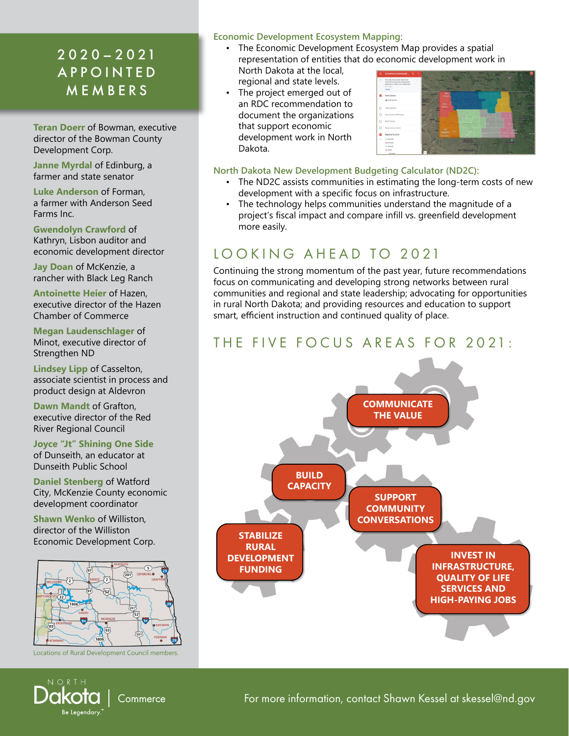# 2020–2021 APPOINTED MEMBERS

**Teran Doerr** of Bowman, executive director of the Bowman County Development Corp.

**Janne Myrdal** of Edinburg, a farmer and state senator

**Luke Anderson** of Forman, a farmer with Anderson Seed Farms Inc.

**Gwendolyn Crawford** of Kathryn, Lisbon auditor and economic development director

**Jay Doan** of McKenzie, a rancher with Black Leg Ranch

**Antoinette Heier** of Hazen, executive director of the Hazen Chamber of Commerce

**Megan Laudenschlager** of Minot, executive director of Strengthen ND

**Lindsey Lipp** of Casselton, associate scientist in process and product design at Aldevron

**Dawn Mandt** of Grafton, executive director of the Red River Regional Council

**Joyce "Jt" Shining One Side** of Dunseith, an educator at Dunseith Public School

**Daniel Stenberg** of Watford City, McKenzie County economic development coordinator

**Shawn Wenko** of Williston, director of the Williston Economic Development Corp.

Locations of Rural Development Council members.

### Economic Development Ecosystem Mapping:

- The Economic Development Ecosystem Map provides a spatial representation of entities that do economic development work in North Dakota at the local, regional and state levels.
- The project emerged out of an RDC recommendation to document the organizations that support economic development work in North Dakota.

### North Dakota New Development Budgeting Calculator (ND2C):

- The ND2C assists communities in estimating the long-term costs of new development with a specific focus on infrastructure.
- The technology helps communities understand the magnitude of a project's fiscal impact and compare infill vs. greenfield development more easily.

## LOOKING AHEAD TO 2021

Continuing the strong momentum of the past year, future recommendations focus on communicating and developing strong networks between rural communities and regional and state leadership; advocating for opportunities in rural North Dakota; and providing resources and education to support smart, efficient instruction and continued quality of place.

## THE FIVE FOCUS AREAS FOR 2021:

COMMUNICATE THE VALUE

BUILD CAPACITY

SUPPORT COMMUNITY CONVERSATIONS

STABILIZE RURAL DEVELOPMENT FUNDING

INVEST IN INFRASTRUCTURE, QUALITY OF LIFE SERVICES AND HIGH-PAYING JOBS

NORTH Dakota | Commerce — Be Legendary.™

For more information, contact Shawn Kessel at skessel@nd.gov